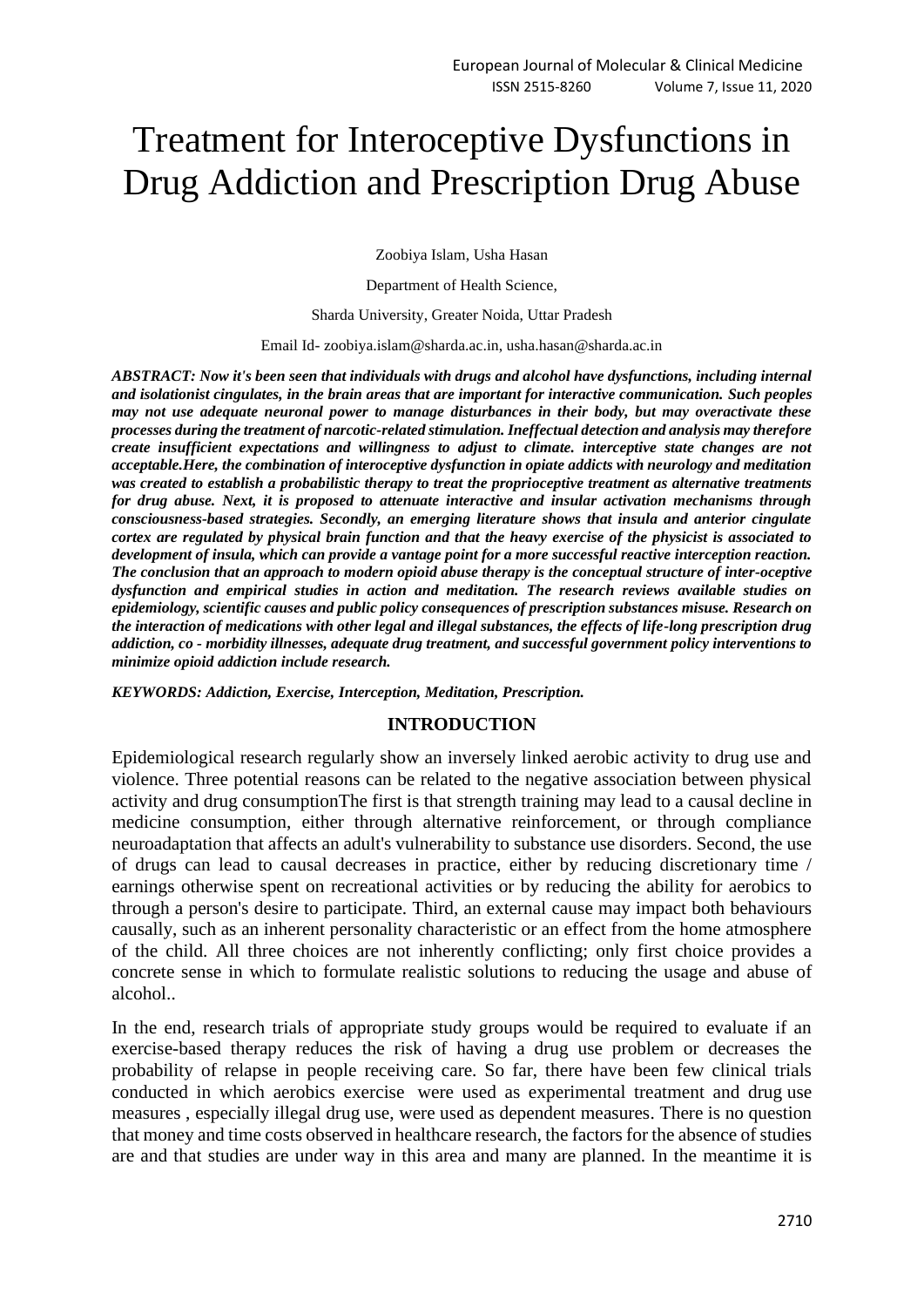# Treatment for Interoceptive Dysfunctions in Drug Addiction and Prescription Drug Abuse

Zoobiya Islam, Usha Hasan

Department of Health Science,

Sharda University, Greater Noida, Uttar Pradesh

Email Id- zoobiya.islam@sharda.ac.in, usha.hasan@sharda.ac.in

***ABSTRACT: Now it's been seen that individuals with drugs and alcohol have dysfunctions, including internal and isolationist cingulates, in the brain areas that are important for interactive communication. Such peoples may not use adequate neuronal power to manage disturbances in their body, but may overactivate these processes during the treatment of narcotic-related stimulation. Ineffectual detection and analysis may therefore create insufficient expectations and willingness to adjust to climate. interceptive state changes are not acceptable.Here, the combination of interoceptive dysfunction in opiate addicts with neurology and meditation was created to establish a probabilistic therapy to treat the proprioceptive treatment as alternative treatments for drug abuse. Next, it is proposed to attenuate interactive and insular activation mechanisms through consciousness-based strategies. Secondly, an emerging literature shows that insula and anterior cingulate cortex are regulated by physical brain function and that the heavy exercise of the physicist is associated to development of insula, which can provide a vantage point for a more successful reactive interception reaction. The conclusion that an approach to modern opioid abuse therapy is the conceptual structure of inter-oceptive dysfunction and empirical studies in action and meditation. The research reviews available studies on epidemiology, scientific causes and public policy consequences of prescription substances misuse. Research on the interaction of medications with other legal and illegal substances, the effects of life-long prescription drug addiction, co - morbidity illnesses, adequate drug treatment, and successful government policy interventions to minimize opioid addiction include research.***

***KEYWORDS: Addiction, Exercise, Interception, Meditation, Prescription.***

## INTRODUCTION

Epidemiological research regularly show an inversely linked aerobic activity to drug use and violence. Three potential reasons can be related to the negative association between physical activity and drug consumptionThe first is that strength training may lead to a causal decline in medicine consumption, either through alternative reinforcement, or through compliance neuroadaptation that affects an adult's vulnerability to substance use disorders. Second, the use of drugs can lead to causal decreases in practice, either by reducing discretionary time / earnings otherwise spent on recreational activities or by reducing the ability for aerobics to through a person's desire to participate. Third, an external cause may impact both behaviours causally, such as an inherent personality characteristic or an effect from the home atmosphere of the child. All three choices are not inherently conflicting; only first choice provides a concrete sense in which to formulate realistic solutions to reducing the usage and abuse of alcohol..

In the end, research trials of appropriate study groups would be required to evaluate if an exercise-based therapy reduces the risk of having a drug use problem or decreases the probability of relapse in people receiving care. So far, there have been few clinical trials conducted in which aerobics exercise were used as experimental treatment and drug use measures , especially illegal drug use, were used as dependent measures. There is no question that money and time costs observed in healthcare research, the factors for the absence of studies are and that studies are under way in this area and many are planned. In the meantime it is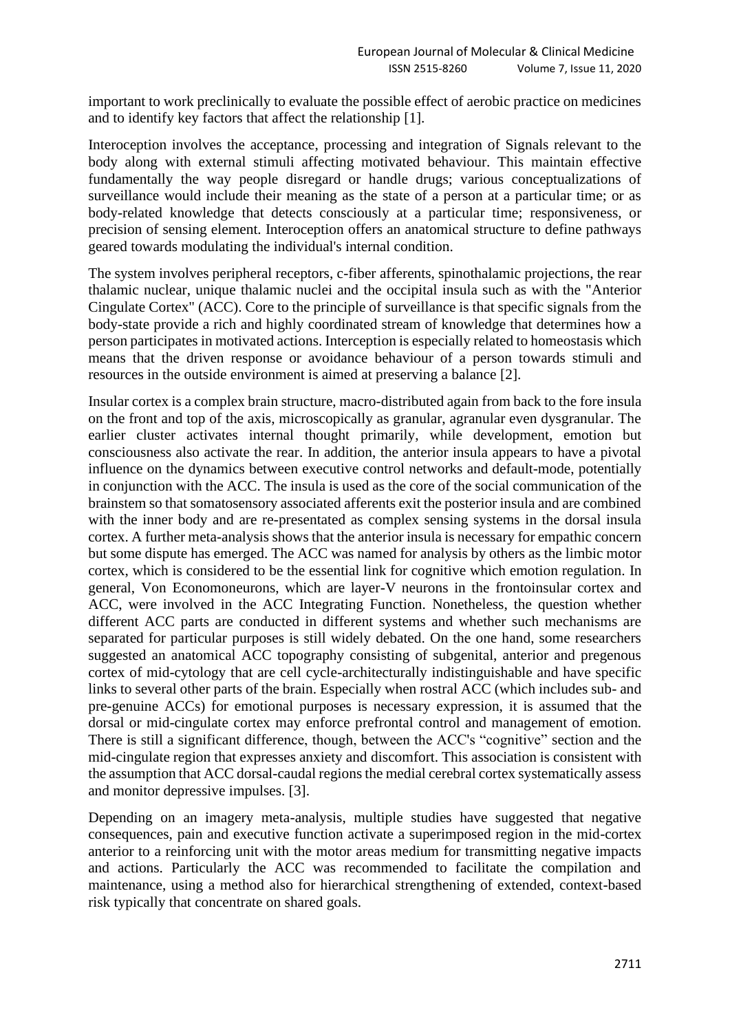important to work preclinically to evaluate the possible effect of aerobic practice on medicines and to identify key factors that affect the relationship [1].

Interoception involves the acceptance, processing and integration of Signals relevant to the body along with external stimuli affecting motivated behaviour. This maintain effective fundamentally the way people disregard or handle drugs; various conceptualizations of surveillance would include their meaning as the state of a person at a particular time; or as body-related knowledge that detects consciously at a particular time; responsiveness, or precision of sensing element. Interoception offers an anatomical structure to define pathways geared towards modulating the individual's internal condition.

The system involves peripheral receptors, c-fiber afferents, spinothalamic projections, the rear thalamic nuclear, unique thalamic nuclei and the occipital insula such as with the "Anterior Cingulate Cortex" (ACC). Core to the principle of surveillance is that specific signals from the body-state provide a rich and highly coordinated stream of knowledge that determines how a person participates in motivated actions. Interception is especially related to homeostasis which means that the driven response or avoidance behaviour of a person towards stimuli and resources in the outside environment is aimed at preserving a balance [2].

Insular cortex is a complex brain structure, macro-distributed again from back to the fore insula on the front and top of the axis, microscopically as granular, agranular even dysgranular. The earlier cluster activates internal thought primarily, while development, emotion but consciousness also activate the rear. In addition, the anterior insula appears to have a pivotal influence on the dynamics between executive control networks and default-mode, potentially in conjunction with the ACC. The insula is used as the core of the social communication of the brainstem so that somatosensory associated afferents exit the posterior insula and are combined with the inner body and are re-presentated as complex sensing systems in the dorsal insula cortex. A further meta-analysis shows that the anterior insula is necessary for empathic concern but some dispute has emerged. The ACC was named for analysis by others as the limbic motor cortex, which is considered to be the essential link for cognitive which emotion regulation. In general, Von Economoneurons, which are layer-V neurons in the frontoinsular cortex and ACC, were involved in the ACC Integrating Function. Nonetheless, the question whether different ACC parts are conducted in different systems and whether such mechanisms are separated for particular purposes is still widely debated. On the one hand, some researchers suggested an anatomical ACC topography consisting of subgenital, anterior and pregenous cortex of mid-cytology that are cell cycle-architecturally indistinguishable and have specific links to several other parts of the brain. Especially when rostral ACC (which includes sub- and pre-genuine ACCs) for emotional purposes is necessary expression, it is assumed that the dorsal or mid-cingulate cortex may enforce prefrontal control and management of emotion. There is still a significant difference, though, between the ACC's "cognitive" section and the mid-cingulate region that expresses anxiety and discomfort. This association is consistent with the assumption that ACC dorsal-caudal regions the medial cerebral cortex systematically assess and monitor depressive impulses. [3].

Depending on an imagery meta-analysis, multiple studies have suggested that negative consequences, pain and executive function activate a superimposed region in the mid-cortex anterior to a reinforcing unit with the motor areas medium for transmitting negative impacts and actions. Particularly the ACC was recommended to facilitate the compilation and maintenance, using a method also for hierarchical strengthening of extended, context-based risk typically that concentrate on shared goals.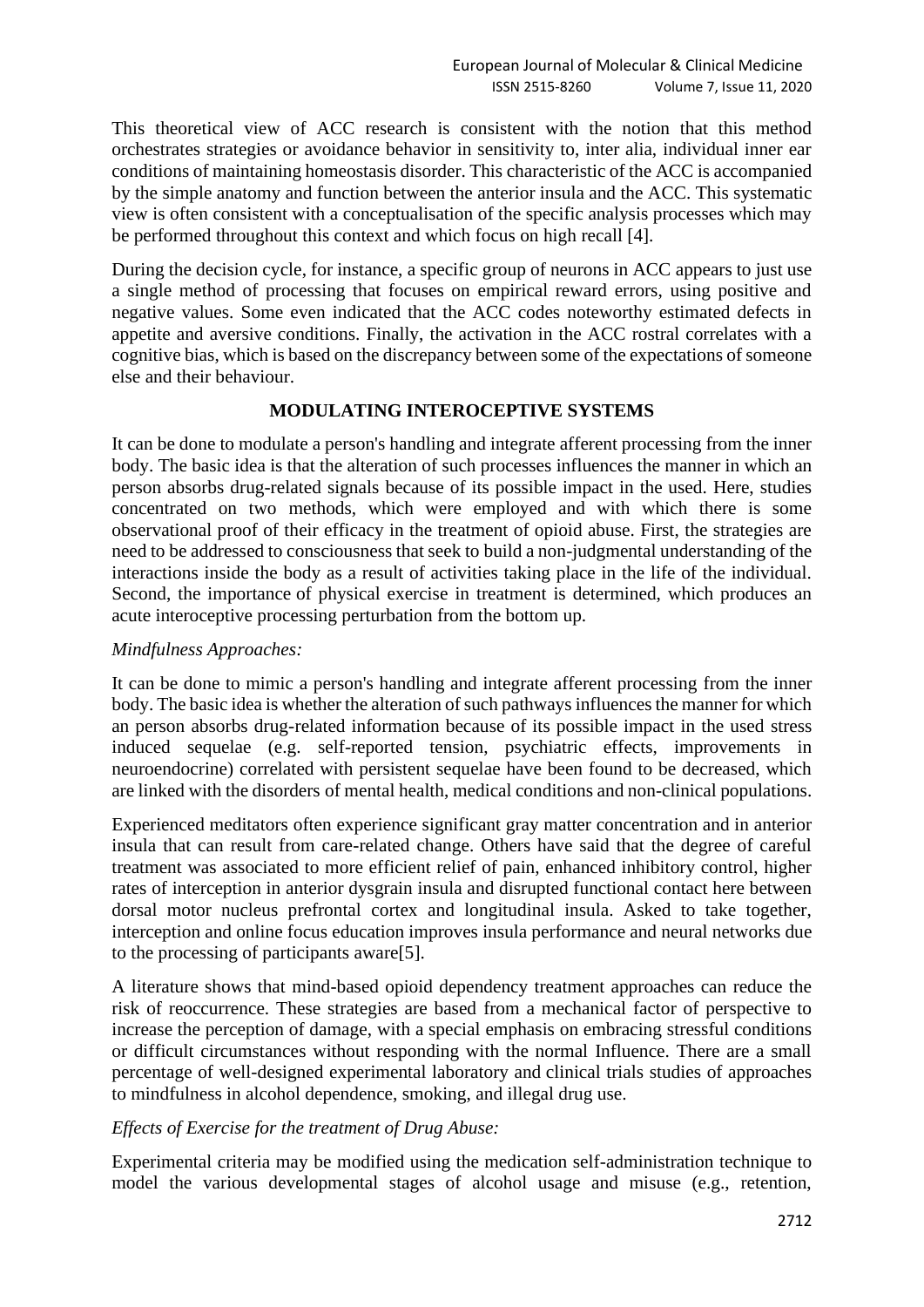This theoretical view of ACC research is consistent with the notion that this method orchestrates strategies or avoidance behavior in sensitivity to, inter alia, individual inner ear conditions of maintaining homeostasis disorder. This characteristic of the ACC is accompanied by the simple anatomy and function between the anterior insula and the ACC. This systematic view is often consistent with a conceptualisation of the specific analysis processes which may be performed throughout this context and which focus on high recall [4].

During the decision cycle, for instance, a specific group of neurons in ACC appears to just use a single method of processing that focuses on empirical reward errors, using positive and negative values. Some even indicated that the ACC codes noteworthy estimated defects in appetite and aversive conditions. Finally, the activation in the ACC rostral correlates with a cognitive bias, which is based on the discrepancy between some of the expectations of someone else and their behaviour.

## MODULATING INTEROCEPTIVE SYSTEMS

It can be done to modulate a person's handling and integrate afferent processing from the inner body. The basic idea is that the alteration of such processes influences the manner in which an person absorbs drug-related signals because of its possible impact in the used. Here, studies concentrated on two methods, which were employed and with which there is some observational proof of their efficacy in the treatment of opioid abuse. First, the strategies are need to be addressed to consciousness that seek to build a non-judgmental understanding of the interactions inside the body as a result of activities taking place in the life of the individual. Second, the importance of physical exercise in treatment is determined, which produces an acute interoceptive processing perturbation from the bottom up.

### *Mindfulness Approaches:*

It can be done to mimic a person's handling and integrate afferent processing from the inner body. The basic idea is whether the alteration of such pathways influences the manner for which an person absorbs drug-related information because of its possible impact in the used stress induced sequelae (e.g. self-reported tension, psychiatric effects, improvements in neuroendocrine) correlated with persistent sequelae have been found to be decreased, which are linked with the disorders of mental health, medical conditions and non-clinical populations.

Experienced meditators often experience significant gray matter concentration and in anterior insula that can result from care-related change. Others have said that the degree of careful treatment was associated to more efficient relief of pain, enhanced inhibitory control, higher rates of interception in anterior dysgrain insula and disrupted functional contact here between dorsal motor nucleus prefrontal cortex and longitudinal insula. Asked to take together, interception and online focus education improves insula performance and neural networks due to the processing of participants aware[5].

A literature shows that mind-based opioid dependency treatment approaches can reduce the risk of reoccurrence. These strategies are based from a mechanical factor of perspective to increase the perception of damage, with a special emphasis on embracing stressful conditions or difficult circumstances without responding with the normal Influence. There are a small percentage of well-designed experimental laboratory and clinical trials studies of approaches to mindfulness in alcohol dependence, smoking, and illegal drug use.

### *Effects of Exercise for the treatment of Drug Abuse:*

Experimental criteria may be modified using the medication self-administration technique to model the various developmental stages of alcohol usage and misuse (e.g., retention,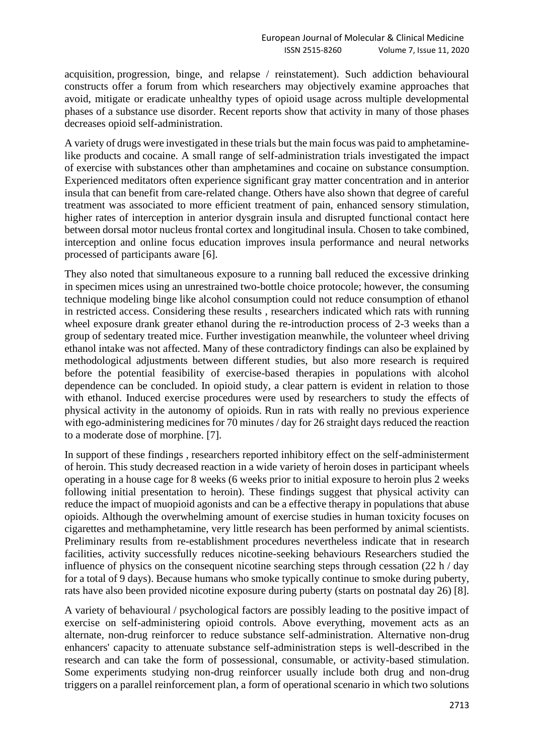acquisition, progression, binge, and relapse / reinstatement). Such addiction behavioural constructs offer a forum from which researchers may objectively examine approaches that avoid, mitigate or eradicate unhealthy types of opioid usage across multiple developmental phases of a substance use disorder. Recent reports show that activity in many of those phases decreases opioid self-administration.

A variety of drugs were investigated in these trials but the main focus was paid to amphetamine-like products and cocaine. A small range of self-administration trials investigated the impact of exercise with substances other than amphetamines and cocaine on substance consumption. Experienced meditators often experience significant gray matter concentration and in anterior insula that can benefit from care-related change. Others have also shown that degree of careful treatment was associated to more efficient treatment of pain, enhanced sensory stimulation, higher rates of interception in anterior dysgrain insula and disrupted functional contact here between dorsal motor nucleus frontal cortex and longitudinal insula. Chosen to take combined, interception and online focus education improves insula performance and neural networks processed of participants aware [6].

They also noted that simultaneous exposure to a running ball reduced the excessive drinking in specimen mices using an unrestrained two-bottle choice protocole; however, the consuming technique modeling binge like alcohol consumption could not reduce consumption of ethanol in restricted access. Considering these results , researchers indicated which rats with running wheel exposure drank greater ethanol during the re-introduction process of 2-3 weeks than a group of sedentary treated mice. Further investigation meanwhile, the volunteer wheel driving ethanol intake was not affected. Many of these contradictory findings can also be explained by methodological adjustments between different studies, but also more research is required before the potential feasibility of exercise-based therapies in populations with alcohol dependence can be concluded. In opioid study, a clear pattern is evident in relation to those with ethanol. Induced exercise procedures were used by researchers to study the effects of physical activity in the autonomy of opioids. Run in rats with really no previous experience with ego-administering medicines for 70 minutes / day for 26 straight days reduced the reaction to a moderate dose of morphine. [7].

In support of these findings , researchers reported inhibitory effect on the self-administerment of heroin. This study decreased reaction in a wide variety of heroin doses in participant wheels operating in a house cage for 8 weeks (6 weeks prior to initial exposure to heroin plus 2 weeks following initial presentation to heroin). These findings suggest that physical activity can reduce the impact of muopioid agonists and can be a effective therapy in populations that abuse opioids. Although the overwhelming amount of exercise studies in human toxicity focuses on cigarettes and methamphetamine, very little research has been performed by animal scientists. Preliminary results from re-establishment procedures nevertheless indicate that in research facilities, activity successfully reduces nicotine-seeking behaviours Researchers studied the influence of physics on the consequent nicotine searching steps through cessation (22 h / day for a total of 9 days). Because humans who smoke typically continue to smoke during puberty, rats have also been provided nicotine exposure during puberty (starts on postnatal day 26) [8].

A variety of behavioural / psychological factors are possibly leading to the positive impact of exercise on self-administering opioid controls. Above everything, movement acts as an alternate, non-drug reinforcer to reduce substance self-administration. Alternative non-drug enhancers' capacity to attenuate substance self-administration steps is well-described in the research and can take the form of possessional, consumable, or activity-based stimulation. Some experiments studying non-drug reinforcer usually include both drug and non-drug triggers on a parallel reinforcement plan, a form of operational scenario in which two solutions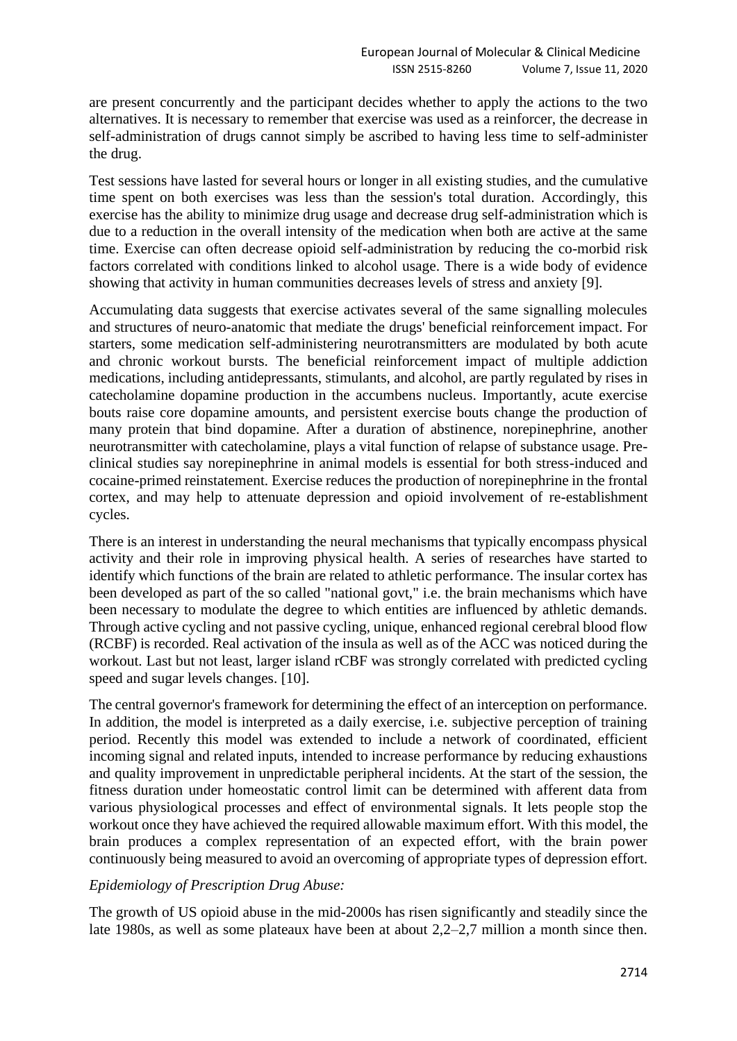are present concurrently and the participant decides whether to apply the actions to the two alternatives. It is necessary to remember that exercise was used as a reinforcer, the decrease in self-administration of drugs cannot simply be ascribed to having less time to self-administer the drug.

Test sessions have lasted for several hours or longer in all existing studies, and the cumulative time spent on both exercises was less than the session's total duration. Accordingly, this exercise has the ability to minimize drug usage and decrease drug self-administration which is due to a reduction in the overall intensity of the medication when both are active at the same time. Exercise can often decrease opioid self-administration by reducing the co-morbid risk factors correlated with conditions linked to alcohol usage. There is a wide body of evidence showing that activity in human communities decreases levels of stress and anxiety [9].

Accumulating data suggests that exercise activates several of the same signalling molecules and structures of neuro-anatomic that mediate the drugs' beneficial reinforcement impact. For starters, some medication self-administering neurotransmitters are modulated by both acute and chronic workout bursts. The beneficial reinforcement impact of multiple addiction medications, including antidepressants, stimulants, and alcohol, are partly regulated by rises in catecholamine dopamine production in the accumbens nucleus. Importantly, acute exercise bouts raise core dopamine amounts, and persistent exercise bouts change the production of many protein that bind dopamine. After a duration of abstinence, norepinephrine, another neurotransmitter with catecholamine, plays a vital function of relapse of substance usage. Pre-clinical studies say norepinephrine in animal models is essential for both stress-induced and cocaine-primed reinstatement. Exercise reduces the production of norepinephrine in the frontal cortex, and may help to attenuate depression and opioid involvement of re-establishment cycles.

There is an interest in understanding the neural mechanisms that typically encompass physical activity and their role in improving physical health. A series of researches have started to identify which functions of the brain are related to athletic performance. The insular cortex has been developed as part of the so called "national govt," i.e. the brain mechanisms which have been necessary to modulate the degree to which entities are influenced by athletic demands. Through active cycling and not passive cycling, unique, enhanced regional cerebral blood flow (RCBF) is recorded. Real activation of the insula as well as of the ACC was noticed during the workout. Last but not least, larger island rCBF was strongly correlated with predicted cycling speed and sugar levels changes. [10].

The central governor's framework for determining the effect of an interception on performance. In addition, the model is interpreted as a daily exercise, i.e. subjective perception of training period. Recently this model was extended to include a network of coordinated, efficient incoming signal and related inputs, intended to increase performance by reducing exhaustions and quality improvement in unpredictable peripheral incidents. At the start of the session, the fitness duration under homeostatic control limit can be determined with afferent data from various physiological processes and effect of environmental signals. It lets people stop the workout once they have achieved the required allowable maximum effort. With this model, the brain produces a complex representation of an expected effort, with the brain power continuously being measured to avoid an overcoming of appropriate types of depression effort.

*Epidemiology of Prescription Drug Abuse:*

The growth of US opioid abuse in the mid-2000s has risen significantly and steadily since the late 1980s, as well as some plateaux have been at about 2,2–2,7 million a month since then.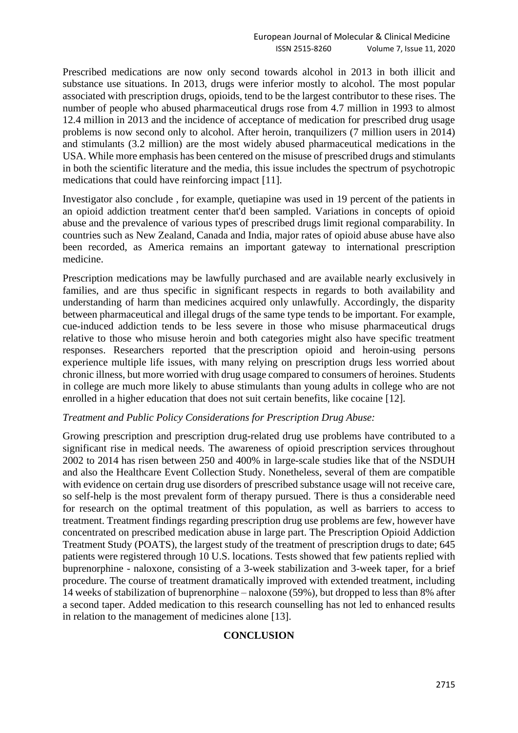Prescribed medications are now only second towards alcohol in 2013 in both illicit and substance use situations. In 2013, drugs were inferior mostly to alcohol. The most popular associated with prescription drugs, opioids, tend to be the largest contributor to these rises. The number of people who abused pharmaceutical drugs rose from 4.7 million in 1993 to almost 12.4 million in 2013 and the incidence of acceptance of medication for prescribed drug usage problems is now second only to alcohol. After heroin, tranquilizers (7 million users in 2014) and stimulants (3.2 million) are the most widely abused pharmaceutical medications in the USA. While more emphasis has been centered on the misuse of prescribed drugs and stimulants in both the scientific literature and the media, this issue includes the spectrum of psychotropic medications that could have reinforcing impact [11].

Investigator also conclude , for example, quetiapine was used in 19 percent of the patients in an opioid addiction treatment center that'd been sampled. Variations in concepts of opioid abuse and the prevalence of various types of prescribed drugs limit regional comparability. In countries such as New Zealand, Canada and India, major rates of opioid abuse abuse have also been recorded, as America remains an important gateway to international prescription medicine.

Prescription medications may be lawfully purchased and are available nearly exclusively in families, and are thus specific in significant respects in regards to both availability and understanding of harm than medicines acquired only unlawfully. Accordingly, the disparity between pharmaceutical and illegal drugs of the same type tends to be important. For example, cue-induced addiction tends to be less severe in those who misuse pharmaceutical drugs relative to those who misuse heroin and both categories might also have specific treatment responses. Researchers reported that the prescription opioid and heroin-using persons experience multiple life issues, with many relying on prescription drugs less worried about chronic illness, but more worried with drug usage compared to consumers of heroines. Students in college are much more likely to abuse stimulants than young adults in college who are not enrolled in a higher education that does not suit certain benefits, like cocaine [12].

*Treatment and Public Policy Considerations for Prescription Drug Abuse:*

Growing prescription and prescription drug-related drug use problems have contributed to a significant rise in medical needs. The awareness of opioid prescription services throughout 2002 to 2014 has risen between 250 and 400% in large-scale studies like that of the NSDUH and also the Healthcare Event Collection Study. Nonetheless, several of them are compatible with evidence on certain drug use disorders of prescribed substance usage will not receive care, so self-help is the most prevalent form of therapy pursued. There is thus a considerable need for research on the optimal treatment of this population, as well as barriers to access to treatment. Treatment findings regarding prescription drug use problems are few, however have concentrated on prescribed medication abuse in large part. The Prescription Opioid Addiction Treatment Study (POATS), the largest study of the treatment of prescription drugs to date; 645 patients were registered through 10 U.S. locations. Tests showed that few patients replied with buprenorphine - naloxone, consisting of a 3-week stabilization and 3-week taper, for a brief procedure. The course of treatment dramatically improved with extended treatment, including 14 weeks of stabilization of buprenorphine – naloxone (59%), but dropped to less than 8% after a second taper. Added medication to this research counselling has not led to enhanced results in relation to the management of medicines alone [13].

## CONCLUSION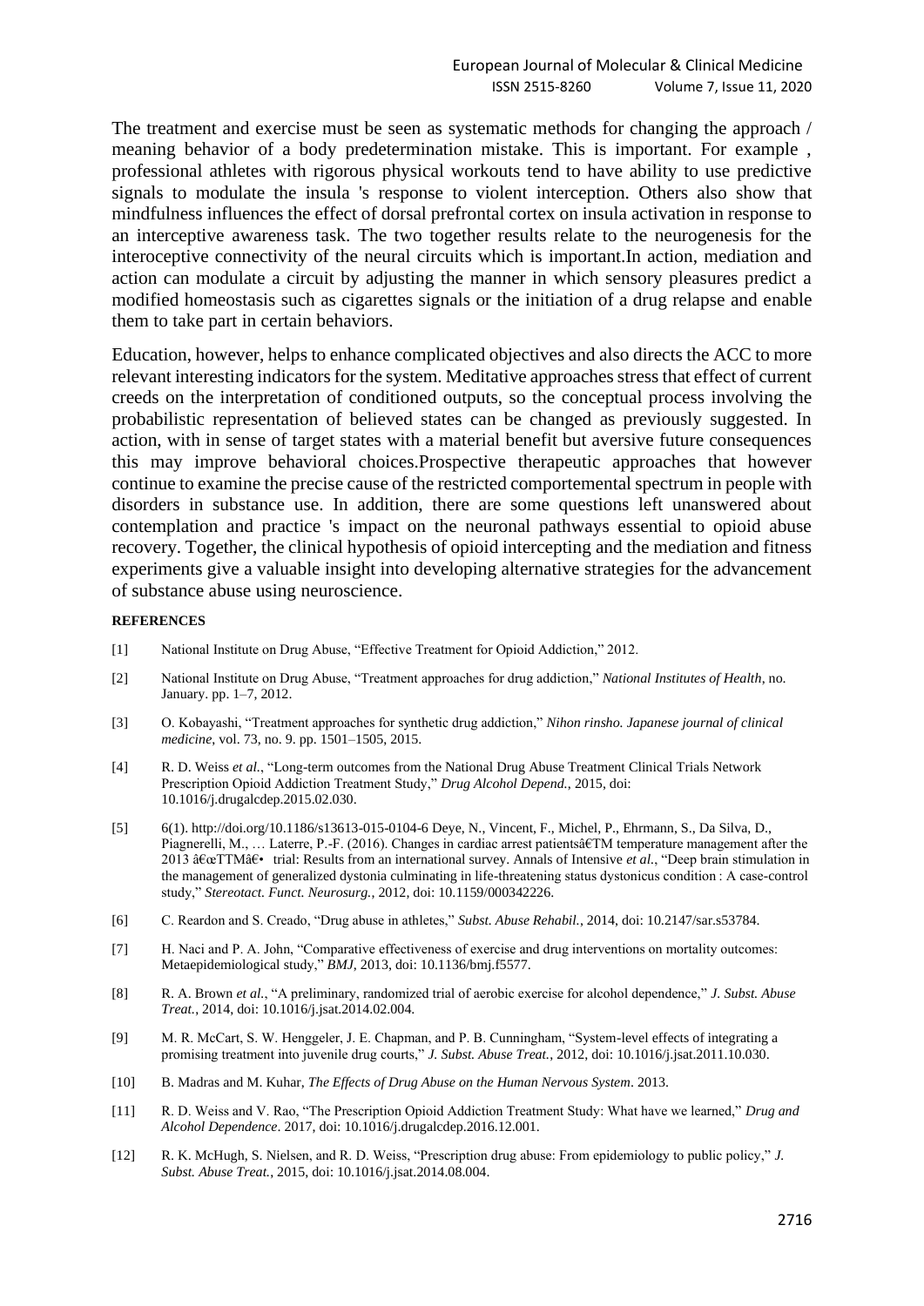The treatment and exercise must be seen as systematic methods for changing the approach / meaning behavior of a body predetermination mistake. This is important. For example , professional athletes with rigorous physical workouts tend to have ability to use predictive signals to modulate the insula 's response to violent interception. Others also show that mindfulness influences the effect of dorsal prefrontal cortex on insula activation in response to an interceptive awareness task. The two together results relate to the neurogenesis for the interoceptive connectivity of the neural circuits which is important.In action, mediation and action can modulate a circuit by adjusting the manner in which sensory pleasures predict a modified homeostasis such as cigarettes signals or the initiation of a drug relapse and enable them to take part in certain behaviors.

Education, however, helps to enhance complicated objectives and also directs the ACC to more relevant interesting indicators for the system. Meditative approaches stress that effect of current creeds on the interpretation of conditioned outputs, so the conceptual process involving the probabilistic representation of believed states can be changed as previously suggested. In action, with in sense of target states with a material benefit but aversive future consequences this may improve behavioral choices.Prospective therapeutic approaches that however continue to examine the precise cause of the restricted comportemental spectrum in people with disorders in substance use. In addition, there are some questions left unanswered about contemplation and practice 's impact on the neuronal pathways essential to opioid abuse recovery. Together, the clinical hypothesis of opioid intercepting and the mediation and fitness experiments give a valuable insight into developing alternative strategies for the advancement of substance abuse using neuroscience.

**REFERENCES**

[1] National Institute on Drug Abuse, "Effective Treatment for Opioid Addiction," 2012.

[2] National Institute on Drug Abuse, "Treatment approaches for drug addiction," *National Institutes of Health*, no. January. pp. 1–7, 2012.

[3] O. Kobayashi, "Treatment approaches for synthetic drug addiction," *Nihon rinsho. Japanese journal of clinical medicine*, vol. 73, no. 9. pp. 1501–1505, 2015.

[4] R. D. Weiss *et al.*, "Long-term outcomes from the National Drug Abuse Treatment Clinical Trials Network Prescription Opioid Addiction Treatment Study," *Drug Alcohol Depend.*, 2015, doi: 10.1016/j.drugalcdep.2015.02.030.

[5] 6(1). http://doi.org/10.1186/s13613-015-0104-6 Deye, N., Vincent, F., Michel, P., Ehrmann, S., Da Silva, D., Piagnerelli, M., … Laterre, P.-F. (2016). Changes in cardiac arrest patientsâ€TM temperature management after the 2013 â€œTTMâ€• trial: Results from an international survey. Annals of Intensive *et al.*, "Deep brain stimulation in the management of generalized dystonia culminating in life-threatening status dystonicus condition : A case-control study," *Stereotact. Funct. Neurosurg.*, 2012, doi: 10.1159/000342226.

[6] C. Reardon and S. Creado, "Drug abuse in athletes," *Subst. Abuse Rehabil.*, 2014, doi: 10.2147/sar.s53784.

[7] H. Naci and P. A. John, "Comparative effectiveness of exercise and drug interventions on mortality outcomes: Metaepidemiological study," *BMJ*, 2013, doi: 10.1136/bmj.f5577.

[8] R. A. Brown *et al.*, "A preliminary, randomized trial of aerobic exercise for alcohol dependence," *J. Subst. Abuse Treat.*, 2014, doi: 10.1016/j.jsat.2014.02.004.

[9] M. R. McCart, S. W. Henggeler, J. E. Chapman, and P. B. Cunningham, "System-level effects of integrating a promising treatment into juvenile drug courts," *J. Subst. Abuse Treat.*, 2012, doi: 10.1016/j.jsat.2011.10.030.

[10] B. Madras and M. Kuhar, *The Effects of Drug Abuse on the Human Nervous System*. 2013.

[11] R. D. Weiss and V. Rao, "The Prescription Opioid Addiction Treatment Study: What have we learned," *Drug and Alcohol Dependence*. 2017, doi: 10.1016/j.drugalcdep.2016.12.001.

[12] R. K. McHugh, S. Nielsen, and R. D. Weiss, "Prescription drug abuse: From epidemiology to public policy," *J. Subst. Abuse Treat.*, 2015, doi: 10.1016/j.jsat.2014.08.004.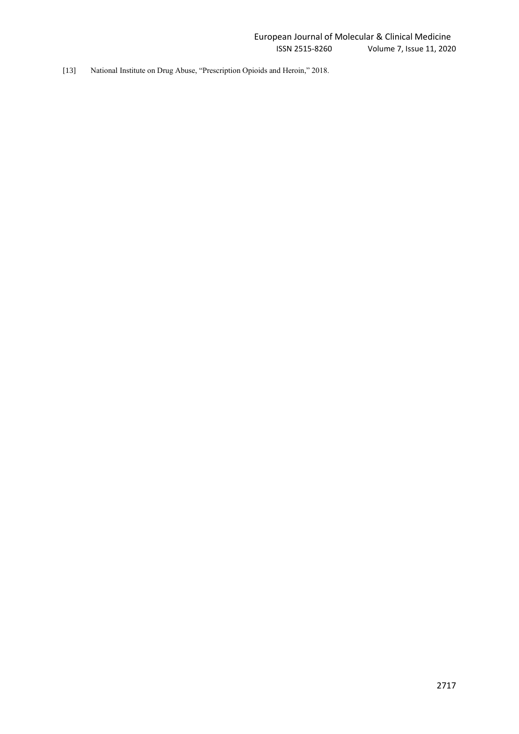[13] National Institute on Drug Abuse, "Prescription Opioids and Heroin," 2018.